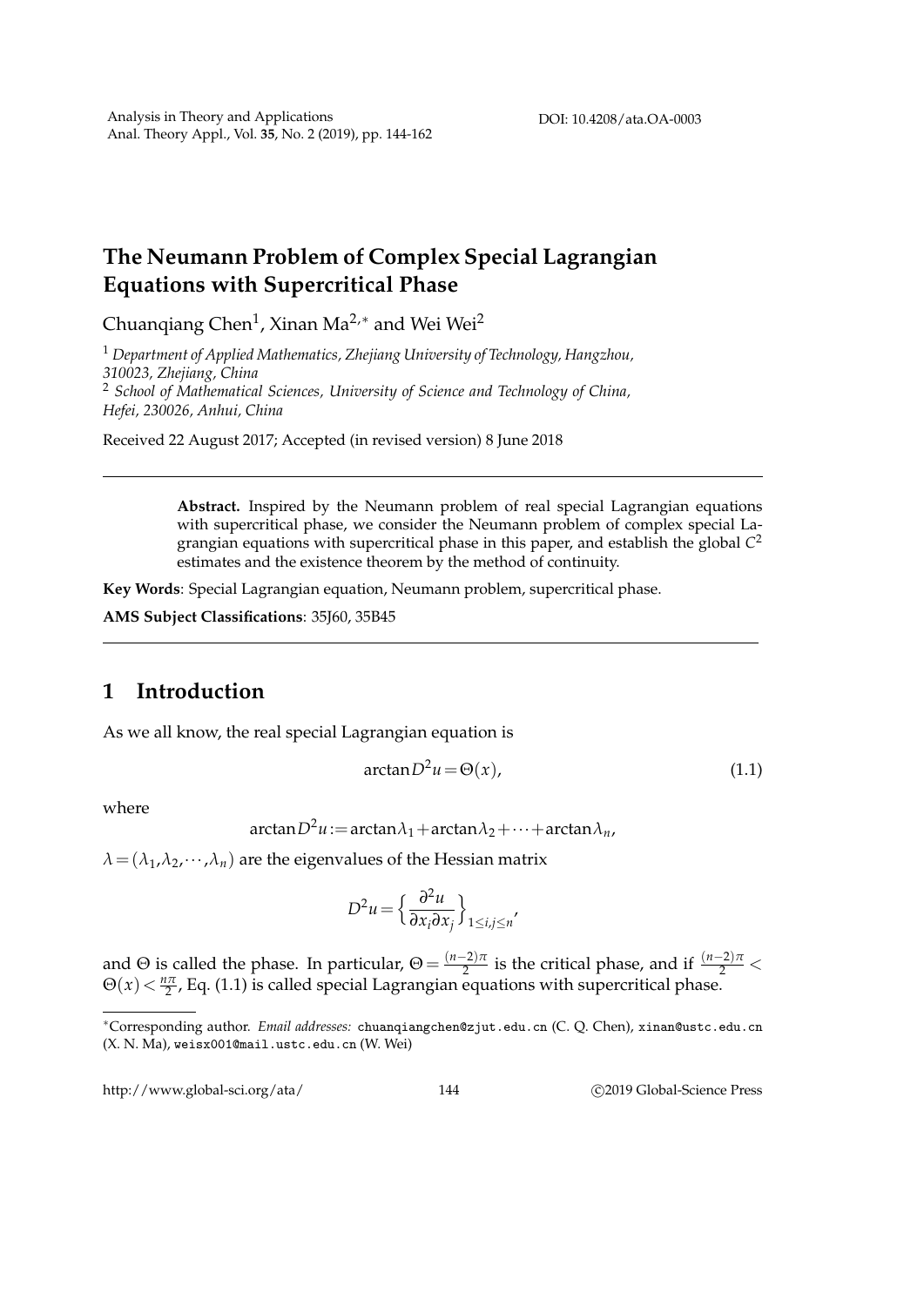# The Neumann Problem of Complex Special Lagrangian Equations with Supercritical Phase

Chuanqiang Chen[1], Xinan Ma[2,*] and Wei Wei[2]

[1] *Department of Applied Mathematics, Zhejiang University of Technology, Hangzhou, 310023, Zhejiang, China*
[2] *School of Mathematical Sciences, University of Science and Technology of China, Hefei, 230026, Anhui, China*

Received 22 August 2017; Accepted (in revised version) 8 June 2018

---

**Abstract.** Inspired by the Neumann problem of real special Lagrangian equations with supercritical phase, we consider the Neumann problem of complex special Lagrangian equations with supercritical phase in this paper, and establish the global $C^2$ estimates and the existence theorem by the method of continuity.

**Key Words**: Special Lagrangian equation, Neumann problem, supercritical phase.

**AMS Subject Classifications**: 35J60, 35B45

---

## 1 Introduction

As we all know, the real special Lagrangian equation is

$$\arctan D^2 u = \Theta(x), \tag{1.1}$$

where

$$\arctan D^2 u := \arctan\lambda_1 + \arctan\lambda_2 + \cdots + \arctan\lambda_n,$$

$\lambda = (\lambda_1, \lambda_2, \cdots, \lambda_n)$ are the eigenvalues of the Hessian matrix

$$D^2 u = \Big\{ \frac{\partial^2 u}{\partial x_i \partial x_j} \Big\}_{1 \le i,j \le n},$$

and $\Theta$ is called the phase. In particular, $\Theta = \frac{(n-2)\pi}{2}$ is the critical phase, and if $\frac{(n-2)\pi}{2} < \Theta(x) < \frac{n\pi}{2}$, Eq. (1.1) is called special Lagrangian equations with supercritical phase.

---

*Corresponding author. *Email addresses:* chuanqiangchen@zjut.edu.cn (C. Q. Chen), xinan@ustc.edu.cn (X. N. Ma), weisx001@mail.ustc.edu.cn (W. Wei)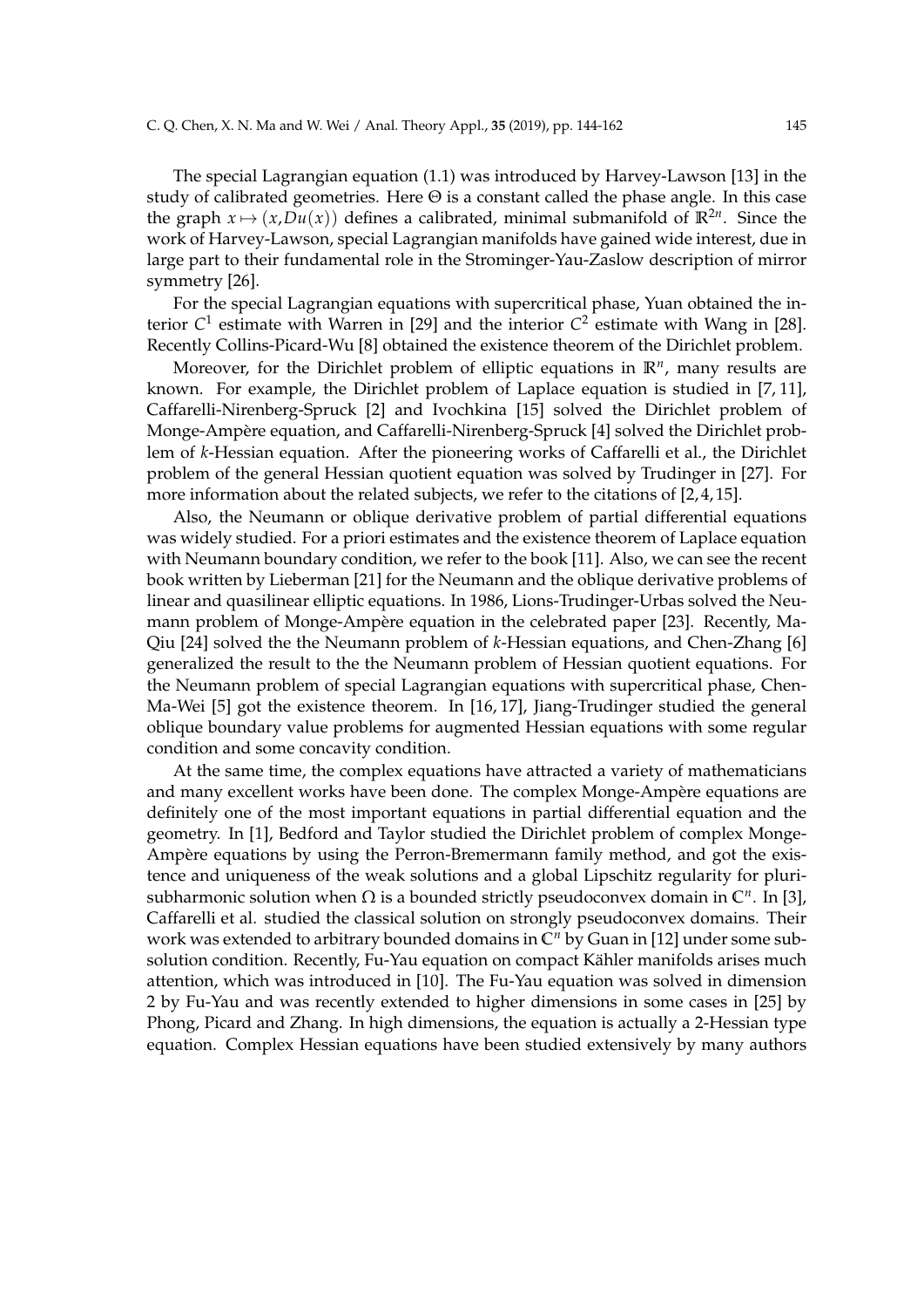The special Lagrangian equation (1.1) was introduced by Harvey-Lawson [13] in the study of calibrated geometries. Here $\Theta$ is a constant called the phase angle. In this case the graph $x \mapsto (x, Du(x))$ defines a calibrated, minimal submanifold of $\mathbb{R}^{2n}$. Since the work of Harvey-Lawson, special Lagrangian manifolds have gained wide interest, due in large part to their fundamental role in the Strominger-Yau-Zaslow description of mirror symmetry [26].

For the special Lagrangian equations with supercritical phase, Yuan obtained the interior $C^1$ estimate with Warren in [29] and the interior $C^2$ estimate with Wang in [28]. Recently Collins-Picard-Wu [8] obtained the existence theorem of the Dirichlet problem.

Moreover, for the Dirichlet problem of elliptic equations in $\mathbb{R}^n$, many results are known. For example, the Dirichlet problem of Laplace equation is studied in [7, 11], Caffarelli-Nirenberg-Spruck [2] and Ivochkina [15] solved the Dirichlet problem of Monge-Ampère equation, and Caffarelli-Nirenberg-Spruck [4] solved the Dirichlet problem of $k$-Hessian equation. After the pioneering works of Caffarelli et al., the Dirichlet problem of the general Hessian quotient equation was solved by Trudinger in [27]. For more information about the related subjects, we refer to the citations of [2, 4, 15].

Also, the Neumann or oblique derivative problem of partial differential equations was widely studied. For a priori estimates and the existence theorem of Laplace equation with Neumann boundary condition, we refer to the book [11]. Also, we can see the recent book written by Lieberman [21] for the Neumann and the oblique derivative problems of linear and quasilinear elliptic equations. In 1986, Lions-Trudinger-Urbas solved the Neumann problem of Monge-Ampère equation in the celebrated paper [23]. Recently, Ma-Qiu [24] solved the the Neumann problem of $k$-Hessian equations, and Chen-Zhang [6] generalized the result to the the Neumann problem of Hessian quotient equations. For the Neumann problem of special Lagrangian equations with supercritical phase, Chen-Ma-Wei [5] got the existence theorem. In [16, 17], Jiang-Trudinger studied the general oblique boundary value problems for augmented Hessian equations with some regular condition and some concavity condition.

At the same time, the complex equations have attracted a variety of mathematicians and many excellent works have been done. The complex Monge-Ampère equations are definitely one of the most important equations in partial differential equation and the geometry. In [1], Bedford and Taylor studied the Dirichlet problem of complex Monge-Ampère equations by using the Perron-Bremermann family method, and got the existence and uniqueness of the weak solutions and a global Lipschitz regularity for plurisubharmonic solution when $\Omega$ is a bounded strictly pseudoconvex domain in $\mathbb{C}^n$. In [3], Caffarelli et al. studied the classical solution on strongly pseudoconvex domains. Their work was extended to arbitrary bounded domains in $\mathbb{C}^n$ by Guan in [12] under some subsolution condition. Recently, Fu-Yau equation on compact Kähler manifolds arises much attention, which was introduced in [10]. The Fu-Yau equation was solved in dimension 2 by Fu-Yau and was recently extended to higher dimensions in some cases in [25] by Phong, Picard and Zhang. In high dimensions, the equation is actually a 2-Hessian type equation. Complex Hessian equations have been studied extensively by many authors